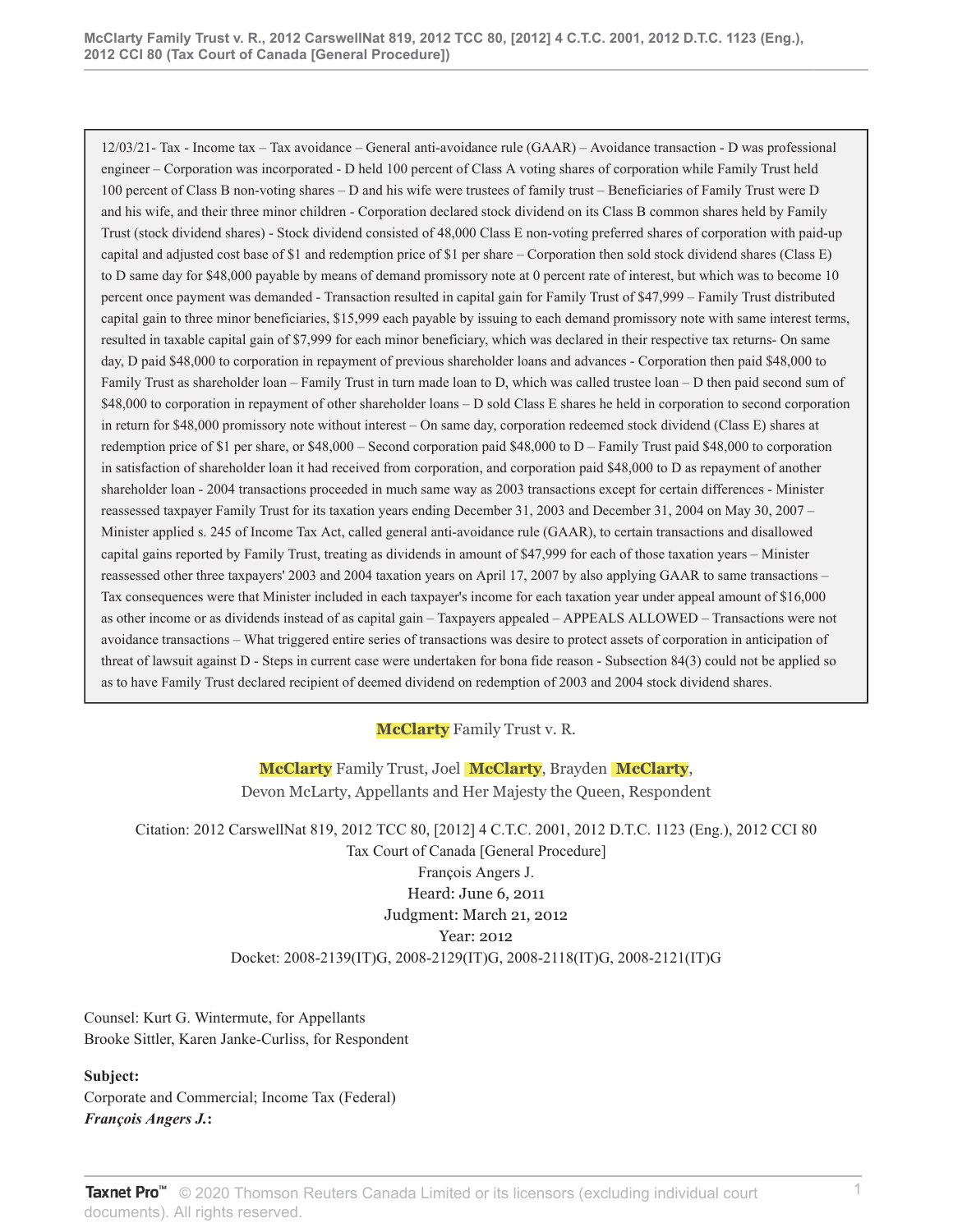12/03/21- Tax - Income tax – Tax avoidance – General anti-avoidance rule (GAAR) – Avoidance transaction - D was professional engineer – Corporation was incorporated - D held 100 percent of Class A voting shares of corporation while Family Trust held 100 percent of Class B non-voting shares – D and his wife were trustees of family trust – Beneficiaries of Family Trust were D and his wife, and their three minor children - Corporation declared stock dividend on its Class B common shares held by Family Trust (stock dividend shares) - Stock dividend consisted of 48,000 Class E non-voting preferred shares of corporation with paid-up capital and adjusted cost base of $1 and redemption price of $1 per share – Corporation then sold stock dividend shares (Class E) to D same day for $48,000 payable by means of demand promissory note at 0 percent rate of interest, but which was to become 10 percent once payment was demanded - Transaction resulted in capital gain for Family Trust of $47,999 – Family Trust distributed capital gain to three minor beneficiaries, $15,999 each payable by issuing to each demand promissory note with same interest terms, resulted in taxable capital gain of $7,999 for each minor beneficiary, which was declared in their respective tax returns- On same day, D paid $48,000 to corporation in repayment of previous shareholder loans and advances - Corporation then paid $48,000 to Family Trust as shareholder loan – Family Trust in turn made loan to D, which was called trustee loan – D then paid second sum of $48,000 to corporation in repayment of other shareholder loans – D sold Class E shares he held in corporation to second corporation in return for $48,000 promissory note without interest – On same day, corporation redeemed stock dividend (Class E) shares at redemption price of $1 per share, or $48,000 – Second corporation paid $48,000 to D – Family Trust paid $48,000 to corporation in satisfaction of shareholder loan it had received from corporation, and corporation paid $48,000 to D as repayment of another shareholder loan - 2004 transactions proceeded in much same way as 2003 transactions except for certain differences - Minister reassessed taxpayer Family Trust for its taxation years ending December 31, 2003 and December 31, 2004 on May 30, 2007 – Minister applied s. 245 of Income Tax Act, called general anti-avoidance rule (GAAR), to certain transactions and disallowed capital gains reported by Family Trust, treating as dividends in amount of $47,999 for each of those taxation years – Minister reassessed other three taxpayers' 2003 and 2004 taxation years on April 17, 2007 by also applying GAAR to same transactions – Tax consequences were that Minister included in each taxpayer's income for each taxation year under appeal amount of $16,000 as other income or as dividends instead of as capital gain – Taxpayers appealed – APPEALS ALLOWED – Transactions were not avoidance transactions – What triggered entire series of transactions was desire to protect assets of corporation in anticipation of threat of lawsuit against D - Steps in current case were undertaken for bona fide reason - Subsection 84(3) could not be applied so as to have Family Trust declared recipient of deemed dividend on redemption of 2003 and 2004 stock dividend shares.

McClarty Family Trust v. R.

McClarty Family Trust, Joel McClarty, Brayden McClarty, Devon McLarty, Appellants and Her Majesty the Queen, Respondent

Citation: 2012 CarswellNat 819, 2012 TCC 80, [2012] 4 C.T.C. 2001, 2012 D.T.C. 1123 (Eng.), 2012 CCI 80
Tax Court of Canada [General Procedure]
François Angers J.
Heard: June 6, 2011
Judgment: March 21, 2012
Year: 2012
Docket: 2008-2139(IT)G, 2008-2129(IT)G, 2008-2118(IT)G, 2008-2121(IT)G

Counsel: Kurt G. Wintermute, for Appellants
Brooke Sittler, Karen Janke-Curliss, for Respondent

**Subject:**
Corporate and Commercial; Income Tax (Federal)
***François Angers J.*:**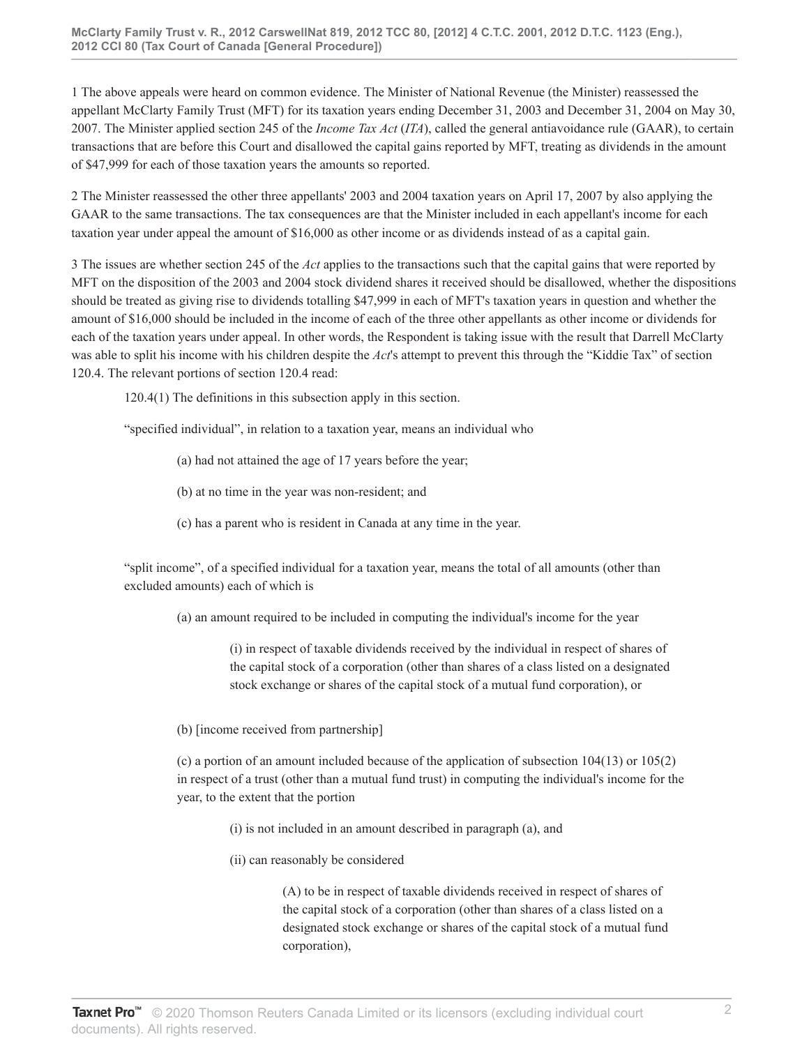1 The above appeals were heard on common evidence. The Minister of National Revenue (the Minister) reassessed the appellant McClarty Family Trust (MFT) for its taxation years ending December 31, 2003 and December 31, 2004 on May 30, 2007. The Minister applied section 245 of the *Income Tax Act* (*ITA*), called the general antiavoidance rule (GAAR), to certain transactions that are before this Court and disallowed the capital gains reported by MFT, treating as dividends in the amount of $47,999 for each of those taxation years the amounts so reported.

2 The Minister reassessed the other three appellants' 2003 and 2004 taxation years on April 17, 2007 by also applying the GAAR to the same transactions. The tax consequences are that the Minister included in each appellant's income for each taxation year under appeal the amount of $16,000 as other income or as dividends instead of as a capital gain.

3 The issues are whether section 245 of the *Act* applies to the transactions such that the capital gains that were reported by MFT on the disposition of the 2003 and 2004 stock dividend shares it received should be disallowed, whether the dispositions should be treated as giving rise to dividends totalling $47,999 in each of MFT's taxation years in question and whether the amount of $16,000 should be included in the income of each of the three other appellants as other income or dividends for each of the taxation years under appeal. In other words, the Respondent is taking issue with the result that Darrell McClarty was able to split his income with his children despite the *Act*'s attempt to prevent this through the "Kiddie Tax" of section 120.4. The relevant portions of section 120.4 read:

> 120.4(1) The definitions in this subsection apply in this section.
>
> "specified individual", in relation to a taxation year, means an individual who
>
> > (a) had not attained the age of 17 years before the year;
> >
> > (b) at no time in the year was non-resident; and
> >
> > (c) has a parent who is resident in Canada at any time in the year.
>
> "split income", of a specified individual for a taxation year, means the total of all amounts (other than excluded amounts) each of which is
>
> > (a) an amount required to be included in computing the individual's income for the year
> >
> > > (i) in respect of taxable dividends received by the individual in respect of shares of the capital stock of a corporation (other than shares of a class listed on a designated stock exchange or shares of the capital stock of a mutual fund corporation), or
> >
> > (b) [income received from partnership]
> >
> > (c) a portion of an amount included because of the application of subsection 104(13) or 105(2) in respect of a trust (other than a mutual fund trust) in computing the individual's income for the year, to the extent that the portion
> >
> > > (i) is not included in an amount described in paragraph (a), and
> > >
> > > (ii) can reasonably be considered
> > >
> > > > (A) to be in respect of taxable dividends received in respect of shares of the capital stock of a corporation (other than shares of a class listed on a designated stock exchange or shares of the capital stock of a mutual fund corporation),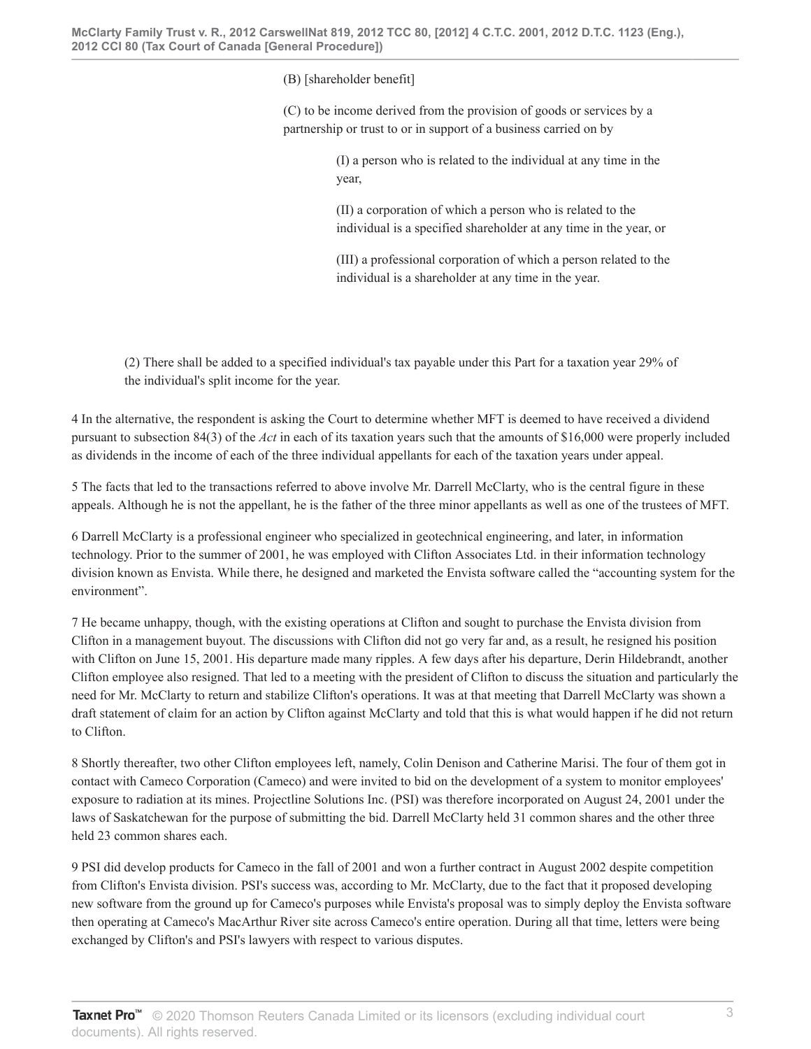(B) [shareholder benefit]

(C) to be income derived from the provision of goods or services by a partnership or trust to or in support of a business carried on by

(I) a person who is related to the individual at any time in the year,

(II) a corporation of which a person who is related to the individual is a specified shareholder at any time in the year, or

(III) a professional corporation of which a person related to the individual is a shareholder at any time in the year.

(2) There shall be added to a specified individual's tax payable under this Part for a taxation year 29% of the individual's split income for the year.

4 In the alternative, the respondent is asking the Court to determine whether MFT is deemed to have received a dividend pursuant to subsection 84(3) of the *Act* in each of its taxation years such that the amounts of $16,000 were properly included as dividends in the income of each of the three individual appellants for each of the taxation years under appeal.

5 The facts that led to the transactions referred to above involve Mr. Darrell McClarty, who is the central figure in these appeals. Although he is not the appellant, he is the father of the three minor appellants as well as one of the trustees of MFT.

6 Darrell McClarty is a professional engineer who specialized in geotechnical engineering, and later, in information technology. Prior to the summer of 2001, he was employed with Clifton Associates Ltd. in their information technology division known as Envista. While there, he designed and marketed the Envista software called the "accounting system for the environment".

7 He became unhappy, though, with the existing operations at Clifton and sought to purchase the Envista division from Clifton in a management buyout. The discussions with Clifton did not go very far and, as a result, he resigned his position with Clifton on June 15, 2001. His departure made many ripples. A few days after his departure, Derin Hildebrandt, another Clifton employee also resigned. That led to a meeting with the president of Clifton to discuss the situation and particularly the need for Mr. McClarty to return and stabilize Clifton's operations. It was at that meeting that Darrell McClarty was shown a draft statement of claim for an action by Clifton against McClarty and told that this is what would happen if he did not return to Clifton.

8 Shortly thereafter, two other Clifton employees left, namely, Colin Denison and Catherine Marisi. The four of them got in contact with Cameco Corporation (Cameco) and were invited to bid on the development of a system to monitor employees' exposure to radiation at its mines. Projectline Solutions Inc. (PSI) was therefore incorporated on August 24, 2001 under the laws of Saskatchewan for the purpose of submitting the bid. Darrell McClarty held 31 common shares and the other three held 23 common shares each.

9 PSI did develop products for Cameco in the fall of 2001 and won a further contract in August 2002 despite competition from Clifton's Envista division. PSI's success was, according to Mr. McClarty, due to the fact that it proposed developing new software from the ground up for Cameco's purposes while Envista's proposal was to simply deploy the Envista software then operating at Cameco's MacArthur River site across Cameco's entire operation. During all that time, letters were being exchanged by Clifton's and PSI's lawyers with respect to various disputes.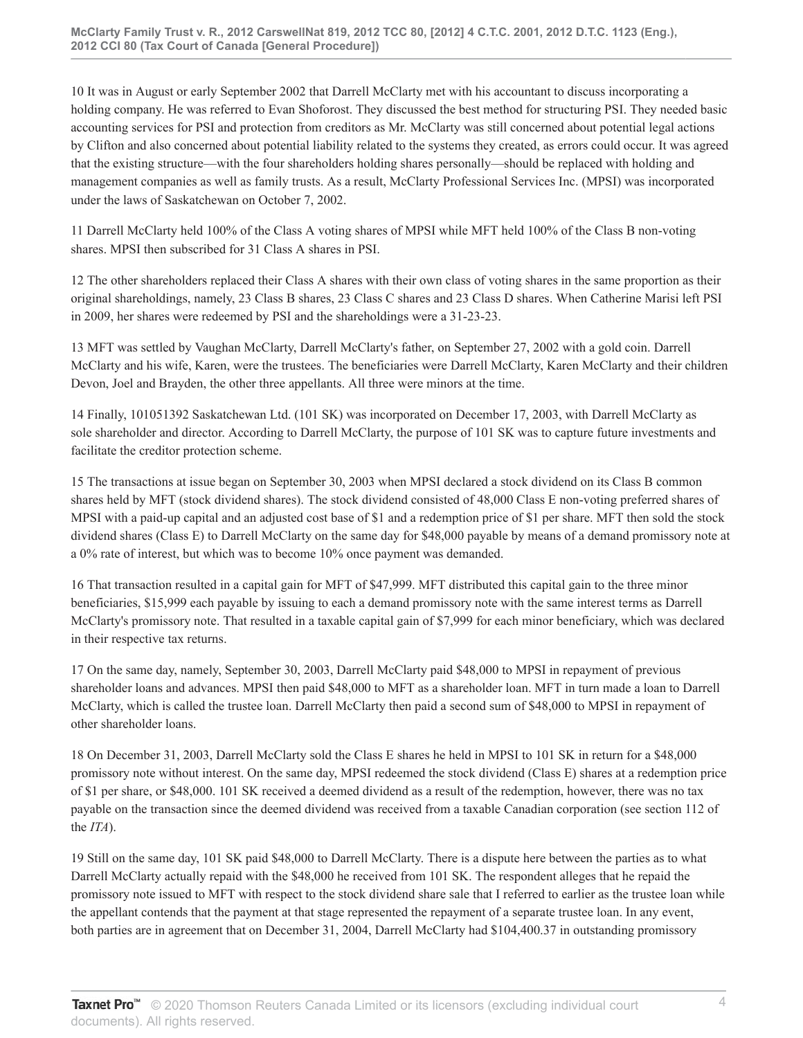10 It was in August or early September 2002 that Darrell McClarty met with his accountant to discuss incorporating a holding company. He was referred to Evan Shoforost. They discussed the best method for structuring PSI. They needed basic accounting services for PSI and protection from creditors as Mr. McClarty was still concerned about potential legal actions by Clifton and also concerned about potential liability related to the systems they created, as errors could occur. It was agreed that the existing structure—with the four shareholders holding shares personally—should be replaced with holding and management companies as well as family trusts. As a result, McClarty Professional Services Inc. (MPSI) was incorporated under the laws of Saskatchewan on October 7, 2002.

11 Darrell McClarty held 100% of the Class A voting shares of MPSI while MFT held 100% of the Class B non-voting shares. MPSI then subscribed for 31 Class A shares in PSI.

12 The other shareholders replaced their Class A shares with their own class of voting shares in the same proportion as their original shareholdings, namely, 23 Class B shares, 23 Class C shares and 23 Class D shares. When Catherine Marisi left PSI in 2009, her shares were redeemed by PSI and the shareholdings were a 31-23-23.

13 MFT was settled by Vaughan McClarty, Darrell McClarty's father, on September 27, 2002 with a gold coin. Darrell McClarty and his wife, Karen, were the trustees. The beneficiaries were Darrell McClarty, Karen McClarty and their children Devon, Joel and Brayden, the other three appellants. All three were minors at the time.

14 Finally, 101051392 Saskatchewan Ltd. (101 SK) was incorporated on December 17, 2003, with Darrell McClarty as sole shareholder and director. According to Darrell McClarty, the purpose of 101 SK was to capture future investments and facilitate the creditor protection scheme.

15 The transactions at issue began on September 30, 2003 when MPSI declared a stock dividend on its Class B common shares held by MFT (stock dividend shares). The stock dividend consisted of 48,000 Class E non-voting preferred shares of MPSI with a paid-up capital and an adjusted cost base of $1 and a redemption price of $1 per share. MFT then sold the stock dividend shares (Class E) to Darrell McClarty on the same day for $48,000 payable by means of a demand promissory note at a 0% rate of interest, but which was to become 10% once payment was demanded.

16 That transaction resulted in a capital gain for MFT of $47,999. MFT distributed this capital gain to the three minor beneficiaries, $15,999 each payable by issuing to each a demand promissory note with the same interest terms as Darrell McClarty's promissory note. That resulted in a taxable capital gain of $7,999 for each minor beneficiary, which was declared in their respective tax returns.

17 On the same day, namely, September 30, 2003, Darrell McClarty paid $48,000 to MPSI in repayment of previous shareholder loans and advances. MPSI then paid $48,000 to MFT as a shareholder loan. MFT in turn made a loan to Darrell McClarty, which is called the trustee loan. Darrell McClarty then paid a second sum of $48,000 to MPSI in repayment of other shareholder loans.

18 On December 31, 2003, Darrell McClarty sold the Class E shares he held in MPSI to 101 SK in return for a $48,000 promissory note without interest. On the same day, MPSI redeemed the stock dividend (Class E) shares at a redemption price of $1 per share, or $48,000. 101 SK received a deemed dividend as a result of the redemption, however, there was no tax payable on the transaction since the deemed dividend was received from a taxable Canadian corporation (see section 112 of the *ITA*).

19 Still on the same day, 101 SK paid $48,000 to Darrell McClarty. There is a dispute here between the parties as to what Darrell McClarty actually repaid with the $48,000 he received from 101 SK. The respondent alleges that he repaid the promissory note issued to MFT with respect to the stock dividend share sale that I referred to earlier as the trustee loan while the appellant contends that the payment at that stage represented the repayment of a separate trustee loan. In any event, both parties are in agreement that on December 31, 2004, Darrell McClarty had $104,400.37 in outstanding promissory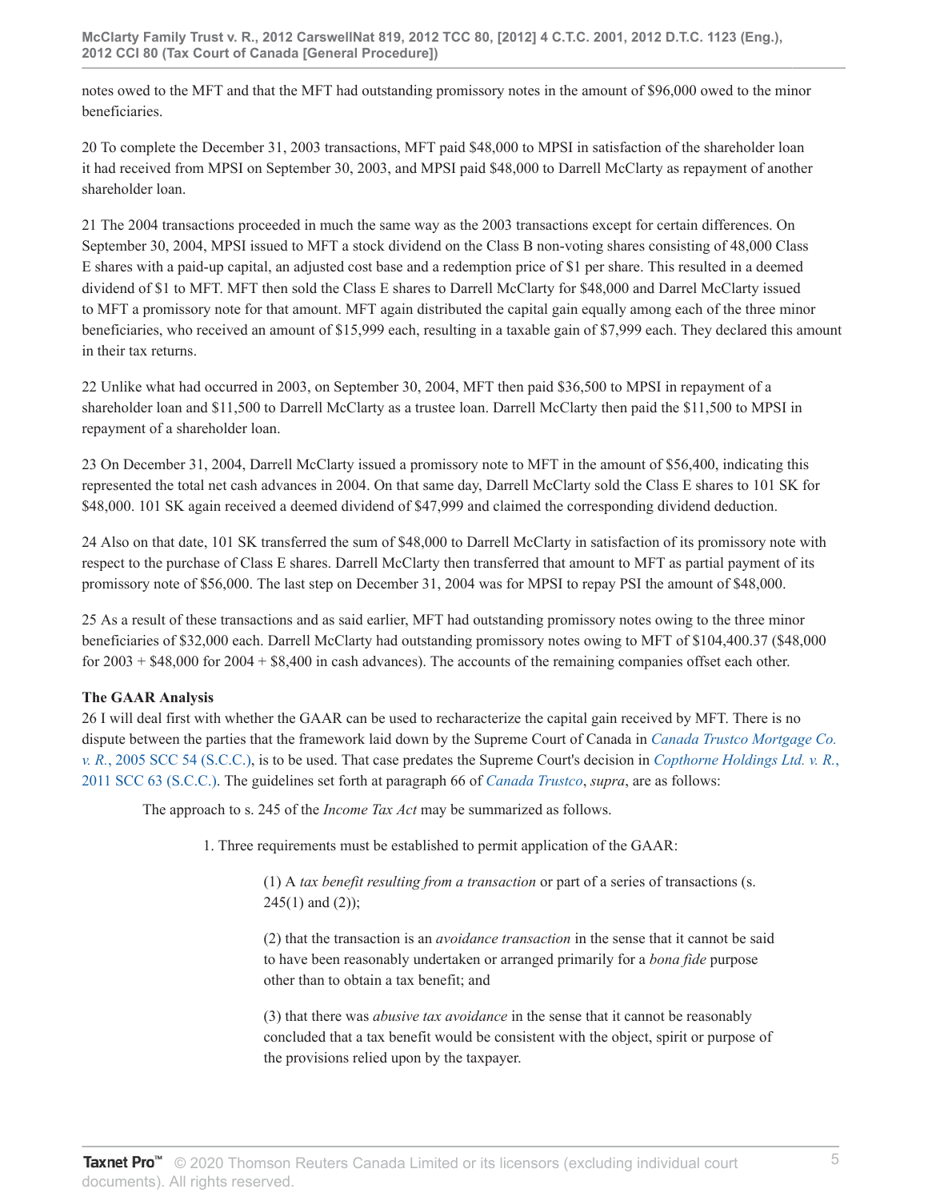notes owed to the MFT and that the MFT had outstanding promissory notes in the amount of $96,000 owed to the minor beneficiaries.

20 To complete the December 31, 2003 transactions, MFT paid $48,000 to MPSI in satisfaction of the shareholder loan it had received from MPSI on September 30, 2003, and MPSI paid $48,000 to Darrell McClarty as repayment of another shareholder loan.

21 The 2004 transactions proceeded in much the same way as the 2003 transactions except for certain differences. On September 30, 2004, MPSI issued to MFT a stock dividend on the Class B non-voting shares consisting of 48,000 Class E shares with a paid-up capital, an adjusted cost base and a redemption price of $1 per share. This resulted in a deemed dividend of $1 to MFT. MFT then sold the Class E shares to Darrell McClarty for $48,000 and Darrel McClarty issued to MFT a promissory note for that amount. MFT again distributed the capital gain equally among each of the three minor beneficiaries, who received an amount of $15,999 each, resulting in a taxable gain of $7,999 each. They declared this amount in their tax returns.

22 Unlike what had occurred in 2003, on September 30, 2004, MFT then paid $36,500 to MPSI in repayment of a shareholder loan and $11,500 to Darrell McClarty as a trustee loan. Darrell McClarty then paid the $11,500 to MPSI in repayment of a shareholder loan.

23 On December 31, 2004, Darrell McClarty issued a promissory note to MFT in the amount of $56,400, indicating this represented the total net cash advances in 2004. On that same day, Darrell McClarty sold the Class E shares to 101 SK for $48,000. 101 SK again received a deemed dividend of $47,999 and claimed the corresponding dividend deduction.

24 Also on that date, 101 SK transferred the sum of $48,000 to Darrell McClarty in satisfaction of its promissory note with respect to the purchase of Class E shares. Darrell McClarty then transferred that amount to MFT as partial payment of its promissory note of $56,000. The last step on December 31, 2004 was for MPSI to repay PSI the amount of $48,000.

25 As a result of these transactions and as said earlier, MFT had outstanding promissory notes owing to the three minor beneficiaries of $32,000 each. Darrell McClarty had outstanding promissory notes owing to MFT of $104,400.37 ($48,000 for 2003 + $48,000 for 2004 + $8,400 in cash advances). The accounts of the remaining companies offset each other.

**The GAAR Analysis**

26 I will deal first with whether the GAAR can be used to recharacterize the capital gain received by MFT. There is no dispute between the parties that the framework laid down by the Supreme Court of Canada in *Canada Trustco Mortgage Co. v. R.*, 2005 SCC 54 (S.C.C.), is to be used. That case predates the Supreme Court's decision in *Copthorne Holdings Ltd. v. R.*, 2011 SCC 63 (S.C.C.). The guidelines set forth at paragraph 66 of *Canada Trustco*, *supra*, are as follows:

> The approach to s. 245 of the *Income Tax Act* may be summarized as follows.
>
> 1. Three requirements must be established to permit application of the GAAR:
>
>> (1) A *tax benefit resulting from a transaction* or part of a series of transactions (s. 245(1) and (2));
>>
>> (2) that the transaction is an *avoidance transaction* in the sense that it cannot be said to have been reasonably undertaken or arranged primarily for a *bona fide* purpose other than to obtain a tax benefit; and
>>
>> (3) that there was *abusive tax avoidance* in the sense that it cannot be reasonably concluded that a tax benefit would be consistent with the object, spirit or purpose of the provisions relied upon by the taxpayer.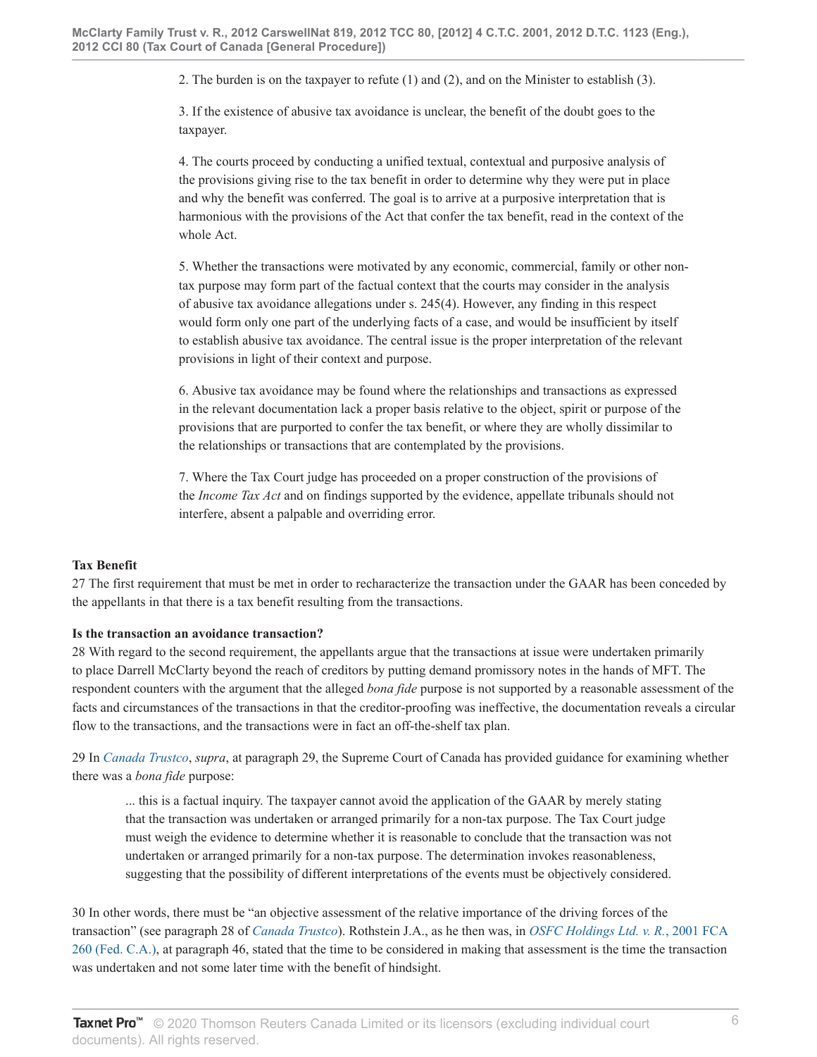2. The burden is on the taxpayer to refute (1) and (2), and on the Minister to establish (3).

3. If the existence of abusive tax avoidance is unclear, the benefit of the doubt goes to the taxpayer.

4. The courts proceed by conducting a unified textual, contextual and purposive analysis of the provisions giving rise to the tax benefit in order to determine why they were put in place and why the benefit was conferred. The goal is to arrive at a purposive interpretation that is harmonious with the provisions of the Act that confer the tax benefit, read in the context of the whole Act.

5. Whether the transactions were motivated by any economic, commercial, family or other non-tax purpose may form part of the factual context that the courts may consider in the analysis of abusive tax avoidance allegations under s. 245(4). However, any finding in this respect would form only one part of the underlying facts of a case, and would be insufficient by itself to establish abusive tax avoidance. The central issue is the proper interpretation of the relevant provisions in light of their context and purpose.

6. Abusive tax avoidance may be found where the relationships and transactions as expressed in the relevant documentation lack a proper basis relative to the object, spirit or purpose of the provisions that are purported to confer the tax benefit, or where they are wholly dissimilar to the relationships or transactions that are contemplated by the provisions.

7. Where the Tax Court judge has proceeded on a proper construction of the provisions of the *Income Tax Act* and on findings supported by the evidence, appellate tribunals should not interfere, absent a palpable and overriding error.

**Tax Benefit**

27 The first requirement that must be met in order to recharacterize the transaction under the GAAR has been conceded by the appellants in that there is a tax benefit resulting from the transactions.

**Is the transaction an avoidance transaction?**

28 With regard to the second requirement, the appellants argue that the transactions at issue were undertaken primarily to place Darrell McClarty beyond the reach of creditors by putting demand promissory notes in the hands of MFT. The respondent counters with the argument that the alleged *bona fide* purpose is not supported by a reasonable assessment of the facts and circumstances of the transactions in that the creditor-proofing was ineffective, the documentation reveals a circular flow to the transactions, and the transactions were in fact an off-the-shelf tax plan.

29 In *Canada Trustco*, *supra*, at paragraph 29, the Supreme Court of Canada has provided guidance for examining whether there was a *bona fide* purpose:

> ... this is a factual inquiry. The taxpayer cannot avoid the application of the GAAR by merely stating that the transaction was undertaken or arranged primarily for a non-tax purpose. The Tax Court judge must weigh the evidence to determine whether it is reasonable to conclude that the transaction was not undertaken or arranged primarily for a non-tax purpose. The determination invokes reasonableness, suggesting that the possibility of different interpretations of the events must be objectively considered.

30 In other words, there must be "an objective assessment of the relative importance of the driving forces of the transaction" (see paragraph 28 of *Canada Trustco*). Rothstein J.A., as he then was, in *OSFC Holdings Ltd. v. R.*, 2001 FCA 260 (Fed. C.A.), at paragraph 46, stated that the time to be considered in making that assessment is the time the transaction was undertaken and not some later time with the benefit of hindsight.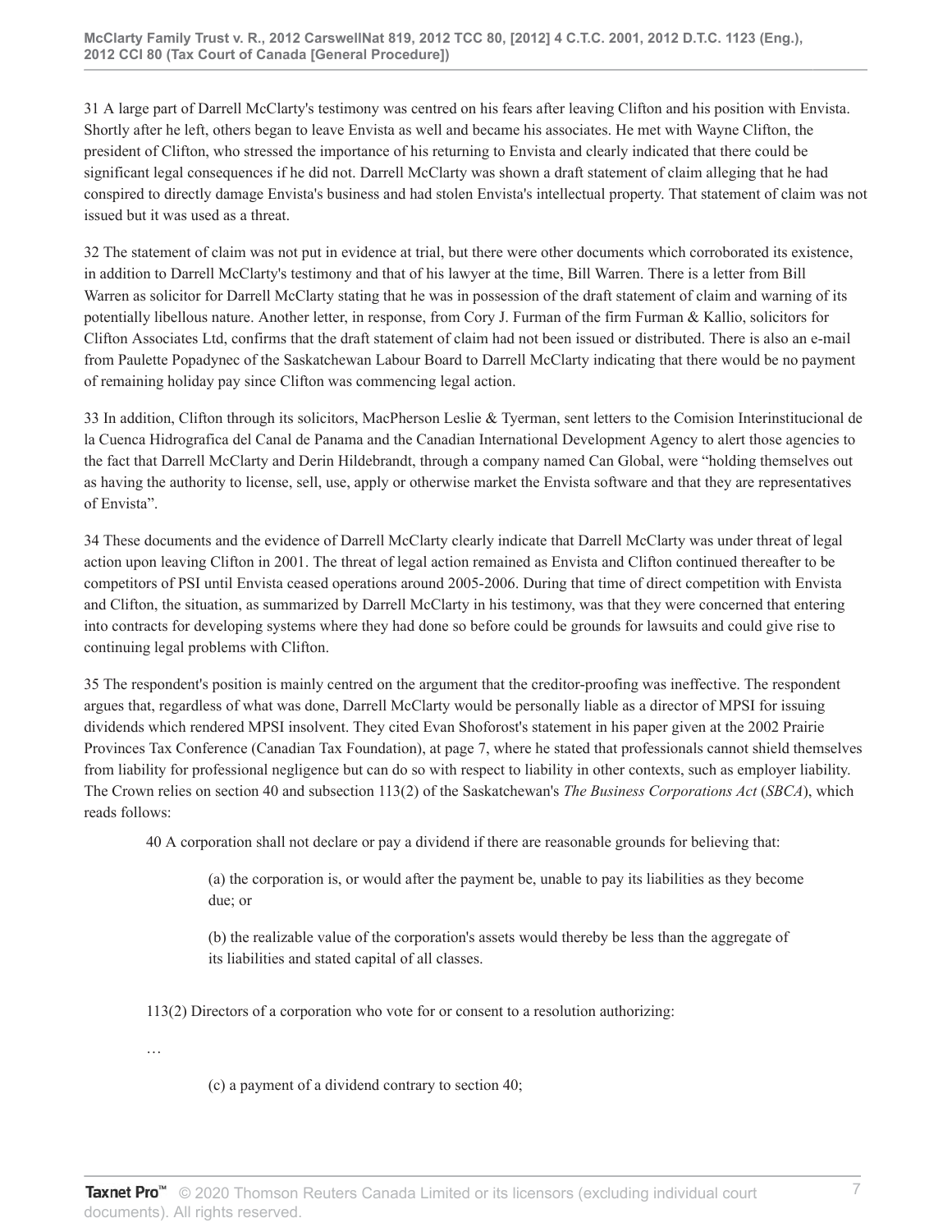31 A large part of Darrell McClarty's testimony was centred on his fears after leaving Clifton and his position with Envista. Shortly after he left, others began to leave Envista as well and became his associates. He met with Wayne Clifton, the president of Clifton, who stressed the importance of his returning to Envista and clearly indicated that there could be significant legal consequences if he did not. Darrell McClarty was shown a draft statement of claim alleging that he had conspired to directly damage Envista's business and had stolen Envista's intellectual property. That statement of claim was not issued but it was used as a threat.

32 The statement of claim was not put in evidence at trial, but there were other documents which corroborated its existence, in addition to Darrell McClarty's testimony and that of his lawyer at the time, Bill Warren. There is a letter from Bill Warren as solicitor for Darrell McClarty stating that he was in possession of the draft statement of claim and warning of its potentially libellous nature. Another letter, in response, from Cory J. Furman of the firm Furman & Kallio, solicitors for Clifton Associates Ltd, confirms that the draft statement of claim had not been issued or distributed. There is also an e-mail from Paulette Popadynec of the Saskatchewan Labour Board to Darrell McClarty indicating that there would be no payment of remaining holiday pay since Clifton was commencing legal action.

33 In addition, Clifton through its solicitors, MacPherson Leslie & Tyerman, sent letters to the Comision Interinstitucional de la Cuenca Hidrografica del Canal de Panama and the Canadian International Development Agency to alert those agencies to the fact that Darrell McClarty and Derin Hildebrandt, through a company named Can Global, were "holding themselves out as having the authority to license, sell, use, apply or otherwise market the Envista software and that they are representatives of Envista".

34 These documents and the evidence of Darrell McClarty clearly indicate that Darrell McClarty was under threat of legal action upon leaving Clifton in 2001. The threat of legal action remained as Envista and Clifton continued thereafter to be competitors of PSI until Envista ceased operations around 2005-2006. During that time of direct competition with Envista and Clifton, the situation, as summarized by Darrell McClarty in his testimony, was that they were concerned that entering into contracts for developing systems where they had done so before could be grounds for lawsuits and could give rise to continuing legal problems with Clifton.

35 The respondent's position is mainly centred on the argument that the creditor-proofing was ineffective. The respondent argues that, regardless of what was done, Darrell McClarty would be personally liable as a director of MPSI for issuing dividends which rendered MPSI insolvent. They cited Evan Shoforost's statement in his paper given at the 2002 Prairie Provinces Tax Conference (Canadian Tax Foundation), at page 7, where he stated that professionals cannot shield themselves from liability for professional negligence but can do so with respect to liability in other contexts, such as employer liability. The Crown relies on section 40 and subsection 113(2) of the Saskatchewan's *The Business Corporations Act* (*SBCA*), which reads follows:

> 40 A corporation shall not declare or pay a dividend if there are reasonable grounds for believing that:
>
> > (a) the corporation is, or would after the payment be, unable to pay its liabilities as they become due; or
> >
> > (b) the realizable value of the corporation's assets would thereby be less than the aggregate of its liabilities and stated capital of all classes.
>
> 113(2) Directors of a corporation who vote for or consent to a resolution authorizing:
>
> …
>
> > (c) a payment of a dividend contrary to section 40;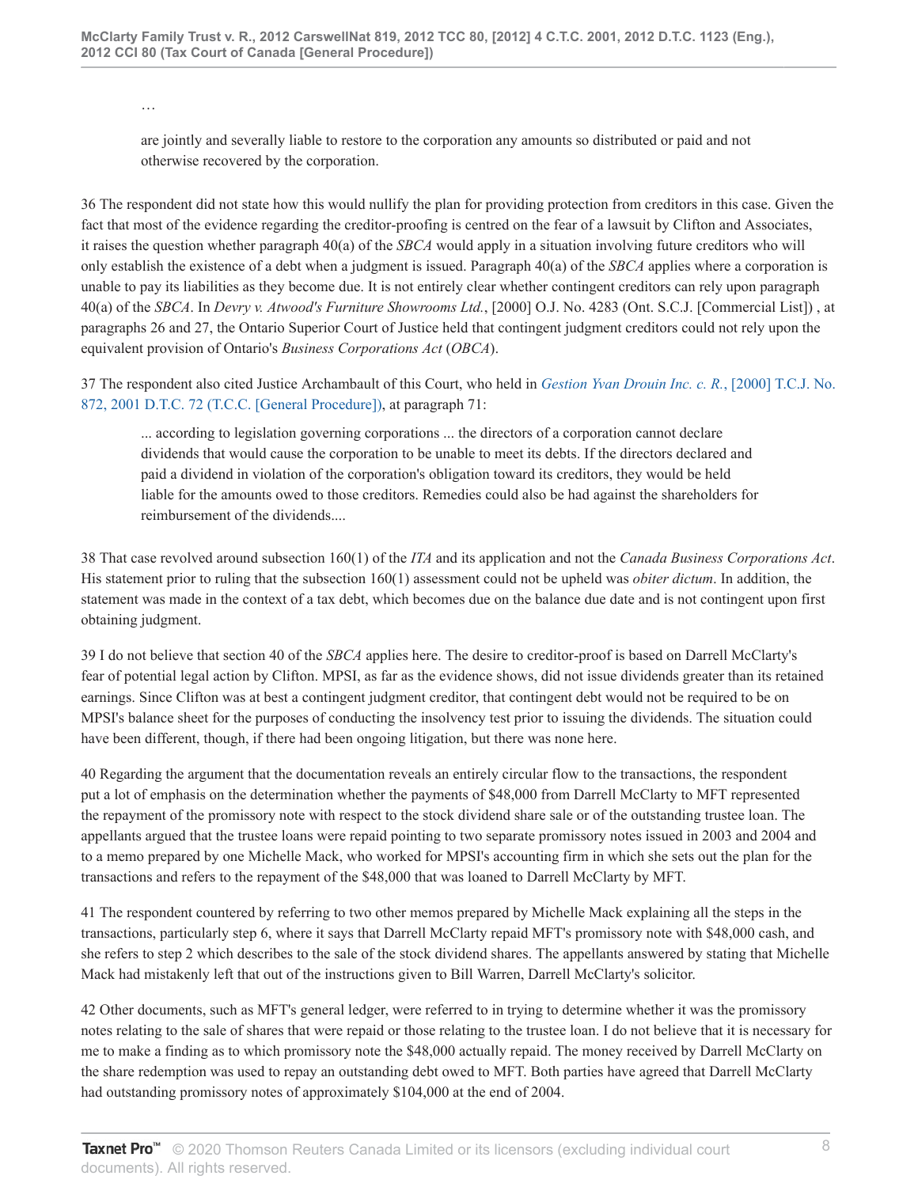…

> are jointly and severally liable to restore to the corporation any amounts so distributed or paid and not otherwise recovered by the corporation.

36 The respondent did not state how this would nullify the plan for providing protection from creditors in this case. Given the fact that most of the evidence regarding the creditor-proofing is centred on the fear of a lawsuit by Clifton and Associates, it raises the question whether paragraph 40(a) of the *SBCA* would apply in a situation involving future creditors who will only establish the existence of a debt when a judgment is issued. Paragraph 40(a) of the *SBCA* applies where a corporation is unable to pay its liabilities as they become due. It is not entirely clear whether contingent creditors can rely upon paragraph 40(a) of the *SBCA*. In *Devry v. Atwood's Furniture Showrooms Ltd.*, [2000] O.J. No. 4283 (Ont. S.C.J. [Commercial List]) , at paragraphs 26 and 27, the Ontario Superior Court of Justice held that contingent judgment creditors could not rely upon the equivalent provision of Ontario's *Business Corporations Act* (*OBCA*).

37 The respondent also cited Justice Archambault of this Court, who held in *Gestion Yvan Drouin Inc. c. R.*, [2000] T.C.J. No. 872, 2001 D.T.C. 72 (T.C.C. [General Procedure]), at paragraph 71:

> ... according to legislation governing corporations ... the directors of a corporation cannot declare dividends that would cause the corporation to be unable to meet its debts. If the directors declared and paid a dividend in violation of the corporation's obligation toward its creditors, they would be held liable for the amounts owed to those creditors. Remedies could also be had against the shareholders for reimbursement of the dividends....

38 That case revolved around subsection 160(1) of the *ITA* and its application and not the *Canada Business Corporations Act*. His statement prior to ruling that the subsection 160(1) assessment could not be upheld was *obiter dictum*. In addition, the statement was made in the context of a tax debt, which becomes due on the balance due date and is not contingent upon first obtaining judgment.

39 I do not believe that section 40 of the *SBCA* applies here. The desire to creditor-proof is based on Darrell McClarty's fear of potential legal action by Clifton. MPSI, as far as the evidence shows, did not issue dividends greater than its retained earnings. Since Clifton was at best a contingent judgment creditor, that contingent debt would not be required to be on MPSI's balance sheet for the purposes of conducting the insolvency test prior to issuing the dividends. The situation could have been different, though, if there had been ongoing litigation, but there was none here.

40 Regarding the argument that the documentation reveals an entirely circular flow to the transactions, the respondent put a lot of emphasis on the determination whether the payments of $48,000 from Darrell McClarty to MFT represented the repayment of the promissory note with respect to the stock dividend share sale or of the outstanding trustee loan. The appellants argued that the trustee loans were repaid pointing to two separate promissory notes issued in 2003 and 2004 and to a memo prepared by one Michelle Mack, who worked for MPSI's accounting firm in which she sets out the plan for the transactions and refers to the repayment of the $48,000 that was loaned to Darrell McClarty by MFT.

41 The respondent countered by referring to two other memos prepared by Michelle Mack explaining all the steps in the transactions, particularly step 6, where it says that Darrell McClarty repaid MFT's promissory note with $48,000 cash, and she refers to step 2 which describes to the sale of the stock dividend shares. The appellants answered by stating that Michelle Mack had mistakenly left that out of the instructions given to Bill Warren, Darrell McClarty's solicitor.

42 Other documents, such as MFT's general ledger, were referred to in trying to determine whether it was the promissory notes relating to the sale of shares that were repaid or those relating to the trustee loan. I do not believe that it is necessary for me to make a finding as to which promissory note the $48,000 actually repaid. The money received by Darrell McClarty on the share redemption was used to repay an outstanding debt owed to MFT. Both parties have agreed that Darrell McClarty had outstanding promissory notes of approximately $104,000 at the end of 2004.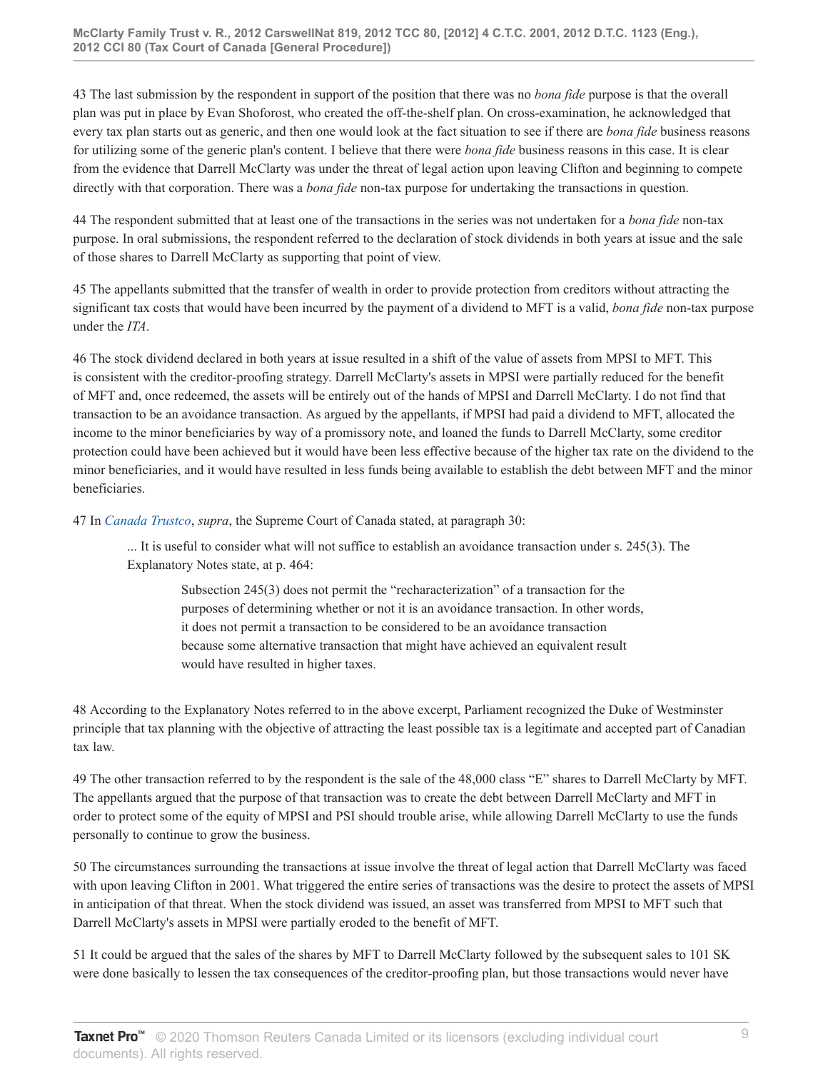43 The last submission by the respondent in support of the position that there was no *bona fide* purpose is that the overall plan was put in place by Evan Shoforost, who created the off-the-shelf plan. On cross-examination, he acknowledged that every tax plan starts out as generic, and then one would look at the fact situation to see if there are *bona fide* business reasons for utilizing some of the generic plan's content. I believe that there were *bona fide* business reasons in this case. It is clear from the evidence that Darrell McClarty was under the threat of legal action upon leaving Clifton and beginning to compete directly with that corporation. There was a *bona fide* non-tax purpose for undertaking the transactions in question.

44 The respondent submitted that at least one of the transactions in the series was not undertaken for a *bona fide* non-tax purpose. In oral submissions, the respondent referred to the declaration of stock dividends in both years at issue and the sale of those shares to Darrell McClarty as supporting that point of view.

45 The appellants submitted that the transfer of wealth in order to provide protection from creditors without attracting the significant tax costs that would have been incurred by the payment of a dividend to MFT is a valid, *bona fide* non-tax purpose under the *ITA*.

46 The stock dividend declared in both years at issue resulted in a shift of the value of assets from MPSI to MFT. This is consistent with the creditor-proofing strategy. Darrell McClarty's assets in MPSI were partially reduced for the benefit of MFT and, once redeemed, the assets will be entirely out of the hands of MPSI and Darrell McClarty. I do not find that transaction to be an avoidance transaction. As argued by the appellants, if MPSI had paid a dividend to MFT, allocated the income to the minor beneficiaries by way of a promissory note, and loaned the funds to Darrell McClarty, some creditor protection could have been achieved but it would have been less effective because of the higher tax rate on the dividend to the minor beneficiaries, and it would have resulted in less funds being available to establish the debt between MFT and the minor beneficiaries.

47 In *Canada Trustco*, *supra*, the Supreme Court of Canada stated, at paragraph 30:

> ... It is useful to consider what will not suffice to establish an avoidance transaction under s. 245(3). The Explanatory Notes state, at p. 464:
>
> > Subsection 245(3) does not permit the "recharacterization" of a transaction for the purposes of determining whether or not it is an avoidance transaction. In other words, it does not permit a transaction to be considered to be an avoidance transaction because some alternative transaction that might have achieved an equivalent result would have resulted in higher taxes.

48 According to the Explanatory Notes referred to in the above excerpt, Parliament recognized the Duke of Westminster principle that tax planning with the objective of attracting the least possible tax is a legitimate and accepted part of Canadian tax law.

49 The other transaction referred to by the respondent is the sale of the 48,000 class "E" shares to Darrell McClarty by MFT. The appellants argued that the purpose of that transaction was to create the debt between Darrell McClarty and MFT in order to protect some of the equity of MPSI and PSI should trouble arise, while allowing Darrell McClarty to use the funds personally to continue to grow the business.

50 The circumstances surrounding the transactions at issue involve the threat of legal action that Darrell McClarty was faced with upon leaving Clifton in 2001. What triggered the entire series of transactions was the desire to protect the assets of MPSI in anticipation of that threat. When the stock dividend was issued, an asset was transferred from MPSI to MFT such that Darrell McClarty's assets in MPSI were partially eroded to the benefit of MFT.

51 It could be argued that the sales of the shares by MFT to Darrell McClarty followed by the subsequent sales to 101 SK were done basically to lessen the tax consequences of the creditor-proofing plan, but those transactions would never have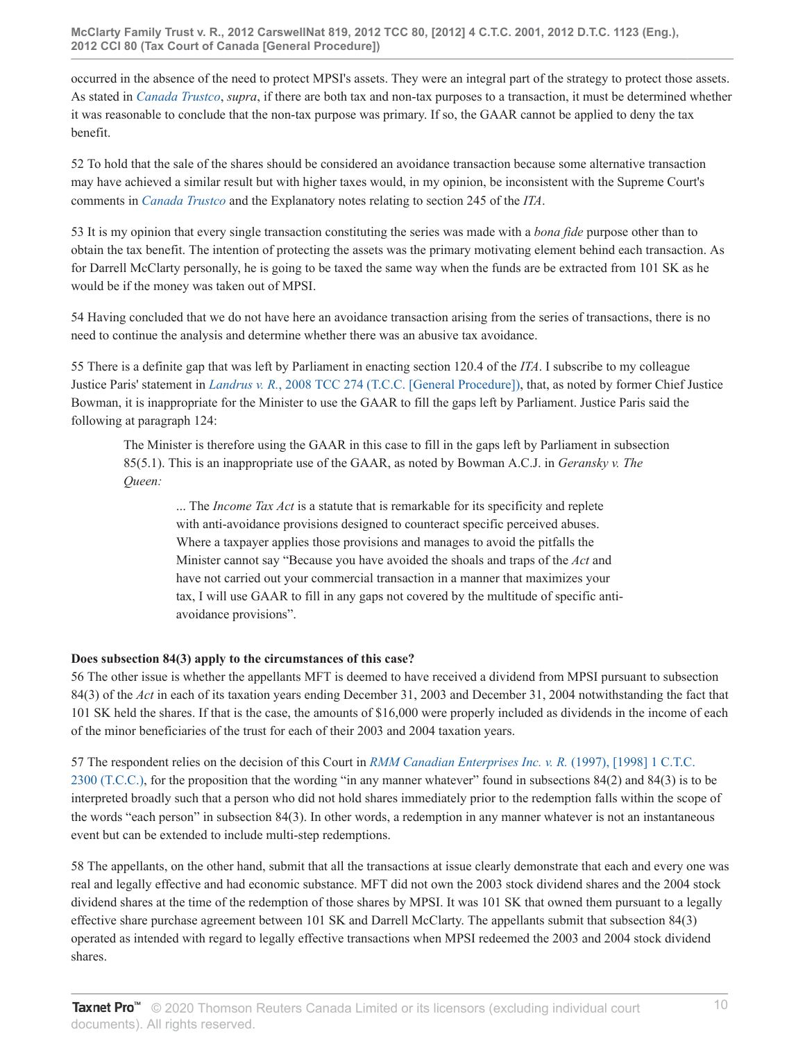occurred in the absence of the need to protect MPSI's assets. They were an integral part of the strategy to protect those assets. As stated in *Canada Trustco*, *supra*, if there are both tax and non-tax purposes to a transaction, it must be determined whether it was reasonable to conclude that the non-tax purpose was primary. If so, the GAAR cannot be applied to deny the tax benefit.

52 To hold that the sale of the shares should be considered an avoidance transaction because some alternative transaction may have achieved a similar result but with higher taxes would, in my opinion, be inconsistent with the Supreme Court's comments in *Canada Trustco* and the Explanatory notes relating to section 245 of the *ITA*.

53 It is my opinion that every single transaction constituting the series was made with a *bona fide* purpose other than to obtain the tax benefit. The intention of protecting the assets was the primary motivating element behind each transaction. As for Darrell McClarty personally, he is going to be taxed the same way when the funds are be extracted from 101 SK as he would be if the money was taken out of MPSI.

54 Having concluded that we do not have here an avoidance transaction arising from the series of transactions, there is no need to continue the analysis and determine whether there was an abusive tax avoidance.

55 There is a definite gap that was left by Parliament in enacting section 120.4 of the *ITA*. I subscribe to my colleague Justice Paris' statement in *Landrus v. R.*, 2008 TCC 274 (T.C.C. [General Procedure]), that, as noted by former Chief Justice Bowman, it is inappropriate for the Minister to use the GAAR to fill the gaps left by Parliament. Justice Paris said the following at paragraph 124:

> The Minister is therefore using the GAAR in this case to fill in the gaps left by Parliament in subsection 85(5.1). This is an inappropriate use of the GAAR, as noted by Bowman A.C.J. in *Geransky v. The Queen:*
>
> > ... The *Income Tax Act* is a statute that is remarkable for its specificity and replete with anti-avoidance provisions designed to counteract specific perceived abuses. Where a taxpayer applies those provisions and manages to avoid the pitfalls the Minister cannot say "Because you have avoided the shoals and traps of the *Act* and have not carried out your commercial transaction in a manner that maximizes your tax, I will use GAAR to fill in any gaps not covered by the multitude of specific anti-avoidance provisions".

**Does subsection 84(3) apply to the circumstances of this case?**

56 The other issue is whether the appellants MFT is deemed to have received a dividend from MPSI pursuant to subsection 84(3) of the *Act* in each of its taxation years ending December 31, 2003 and December 31, 2004 notwithstanding the fact that 101 SK held the shares. If that is the case, the amounts of $16,000 were properly included as dividends in the income of each of the minor beneficiaries of the trust for each of their 2003 and 2004 taxation years.

57 The respondent relies on the decision of this Court in *RMM Canadian Enterprises Inc. v. R.* (1997), [1998] 1 C.T.C. 2300 (T.C.C.), for the proposition that the wording "in any manner whatever" found in subsections 84(2) and 84(3) is to be interpreted broadly such that a person who did not hold shares immediately prior to the redemption falls within the scope of the words "each person" in subsection 84(3). In other words, a redemption in any manner whatever is not an instantaneous event but can be extended to include multi-step redemptions.

58 The appellants, on the other hand, submit that all the transactions at issue clearly demonstrate that each and every one was real and legally effective and had economic substance. MFT did not own the 2003 stock dividend shares and the 2004 stock dividend shares at the time of the redemption of those shares by MPSI. It was 101 SK that owned them pursuant to a legally effective share purchase agreement between 101 SK and Darrell McClarty. The appellants submit that subsection 84(3) operated as intended with regard to legally effective transactions when MPSI redeemed the 2003 and 2004 stock dividend shares.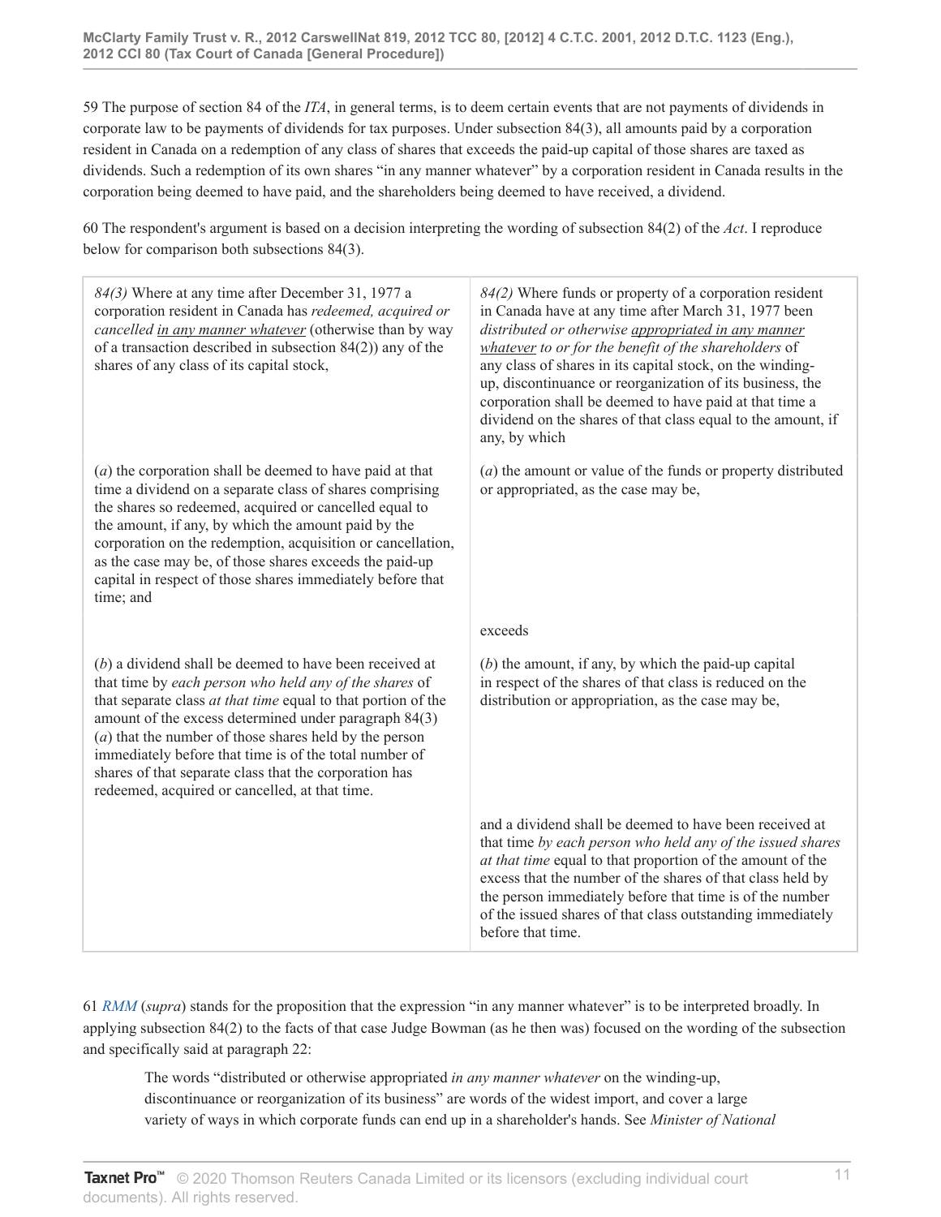59 The purpose of section 84 of the *ITA*, in general terms, is to deem certain events that are not payments of dividends in corporate law to be payments of dividends for tax purposes. Under subsection 84(3), all amounts paid by a corporation resident in Canada on a redemption of any class of shares that exceeds the paid-up capital of those shares are taxed as dividends. Such a redemption of its own shares "in any manner whatever" by a corporation resident in Canada results in the corporation being deemed to have paid, and the shareholders being deemed to have received, a dividend.

60 The respondent's argument is based on a decision interpreting the wording of subsection 84(2) of the *Act*. I reproduce below for comparison both subsections 84(3).

| | |
|---|---|
| *84(3)* Where at any time after December 31, 1977 a corporation resident in Canada has *redeemed, acquired or cancelled* <u>*in any manner whatever*</u> (otherwise than by way of a transaction described in subsection 84(2)) any of the shares of any class of its capital stock, | *84(2)* Where funds or property of a corporation resident in Canada have at any time after March 31, 1977 been *distributed or otherwise* <u>*appropriated in any manner whatever*</u> *to or for the benefit of the shareholders* of any class of shares in its capital stock, on the winding-up, discontinuance or reorganization of its business, the corporation shall be deemed to have paid at that time a dividend on the shares of that class equal to the amount, if any, by which |
| (*a*) the corporation shall be deemed to have paid at that time a dividend on a separate class of shares comprising the shares so redeemed, acquired or cancelled equal to the amount, if any, by which the amount paid by the corporation on the redemption, acquisition or cancellation, as the case may be, of those shares exceeds the paid-up capital in respect of those shares immediately before that time; and | (*a*) the amount or value of the funds or property distributed or appropriated, as the case may be, |
| | exceeds |
| (*b*) a dividend shall be deemed to have been received at that time by *each person who held any of the shares* of that separate class *at that time* equal to that portion of the amount of the excess determined under paragraph 84(3)(*a*) that the number of those shares held by the person immediately before that time is of the total number of shares of that separate class that the corporation has redeemed, acquired or cancelled, at that time. | (*b*) the amount, if any, by which the paid-up capital in respect of the shares of that class is reduced on the distribution or appropriation, as the case may be, |
| | and a dividend shall be deemed to have been received at that time *by each person who held any of the issued shares at that time* equal to that proportion of the amount of the excess that the number of the shares of that class held by the person immediately before that time is of the number of the issued shares of that class outstanding immediately before that time. |

61 *RMM* (*supra*) stands for the proposition that the expression "in any manner whatever" is to be interpreted broadly. In applying subsection 84(2) to the facts of that case Judge Bowman (as he then was) focused on the wording of the subsection and specifically said at paragraph 22:

> The words "distributed or otherwise appropriated *in any manner whatever* on the winding-up, discontinuance or reorganization of its business" are words of the widest import, and cover a large variety of ways in which corporate funds can end up in a shareholder's hands. See *Minister of National*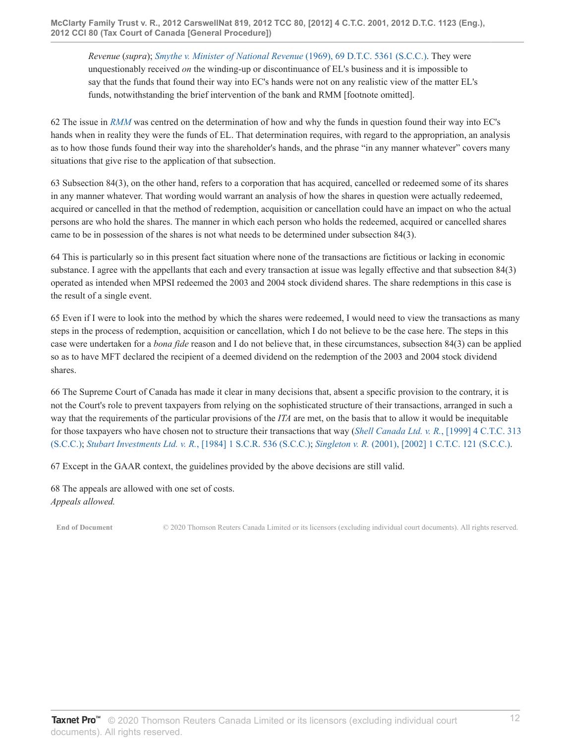*Revenue* (*supra*); *Smythe v. Minister of National Revenue* (1969), 69 D.T.C. 5361 (S.C.C.). They were unquestionably received *on* the winding-up or discontinuance of EL's business and it is impossible to say that the funds that found their way into EC's hands were not on any realistic view of the matter EL's funds, notwithstanding the brief intervention of the bank and RMM [footnote omitted].

62 The issue in *RMM* was centred on the determination of how and why the funds in question found their way into EC's hands when in reality they were the funds of EL. That determination requires, with regard to the appropriation, an analysis as to how those funds found their way into the shareholder's hands, and the phrase "in any manner whatever" covers many situations that give rise to the application of that subsection.

63 Subsection 84(3), on the other hand, refers to a corporation that has acquired, cancelled or redeemed some of its shares in any manner whatever. That wording would warrant an analysis of how the shares in question were actually redeemed, acquired or cancelled in that the method of redemption, acquisition or cancellation could have an impact on who the actual persons are who hold the shares. The manner in which each person who holds the redeemed, acquired or cancelled shares came to be in possession of the shares is not what needs to be determined under subsection 84(3).

64 This is particularly so in this present fact situation where none of the transactions are fictitious or lacking in economic substance. I agree with the appellants that each and every transaction at issue was legally effective and that subsection 84(3) operated as intended when MPSI redeemed the 2003 and 2004 stock dividend shares. The share redemptions in this case is the result of a single event.

65 Even if I were to look into the method by which the shares were redeemed, I would need to view the transactions as many steps in the process of redemption, acquisition or cancellation, which I do not believe to be the case here. The steps in this case were undertaken for a *bona fide* reason and I do not believe that, in these circumstances, subsection 84(3) can be applied so as to have MFT declared the recipient of a deemed dividend on the redemption of the 2003 and 2004 stock dividend shares.

66 The Supreme Court of Canada has made it clear in many decisions that, absent a specific provision to the contrary, it is not the Court's role to prevent taxpayers from relying on the sophisticated structure of their transactions, arranged in such a way that the requirements of the particular provisions of the *ITA* are met, on the basis that to allow it would be inequitable for those taxpayers who have chosen not to structure their transactions that way (*Shell Canada Ltd. v. R.*, [1999] 4 C.T.C. 313 (S.C.C.); *Stubart Investments Ltd. v. R.*, [1984] 1 S.C.R. 536 (S.C.C.); *Singleton v. R.* (2001), [2002] 1 C.T.C. 121 (S.C.C.).

67 Except in the GAAR context, the guidelines provided by the above decisions are still valid.

68 The appeals are allowed with one set of costs.

*Appeals allowed.*

**End of Document** © 2020 Thomson Reuters Canada Limited or its licensors (excluding individual court documents). All rights reserved.